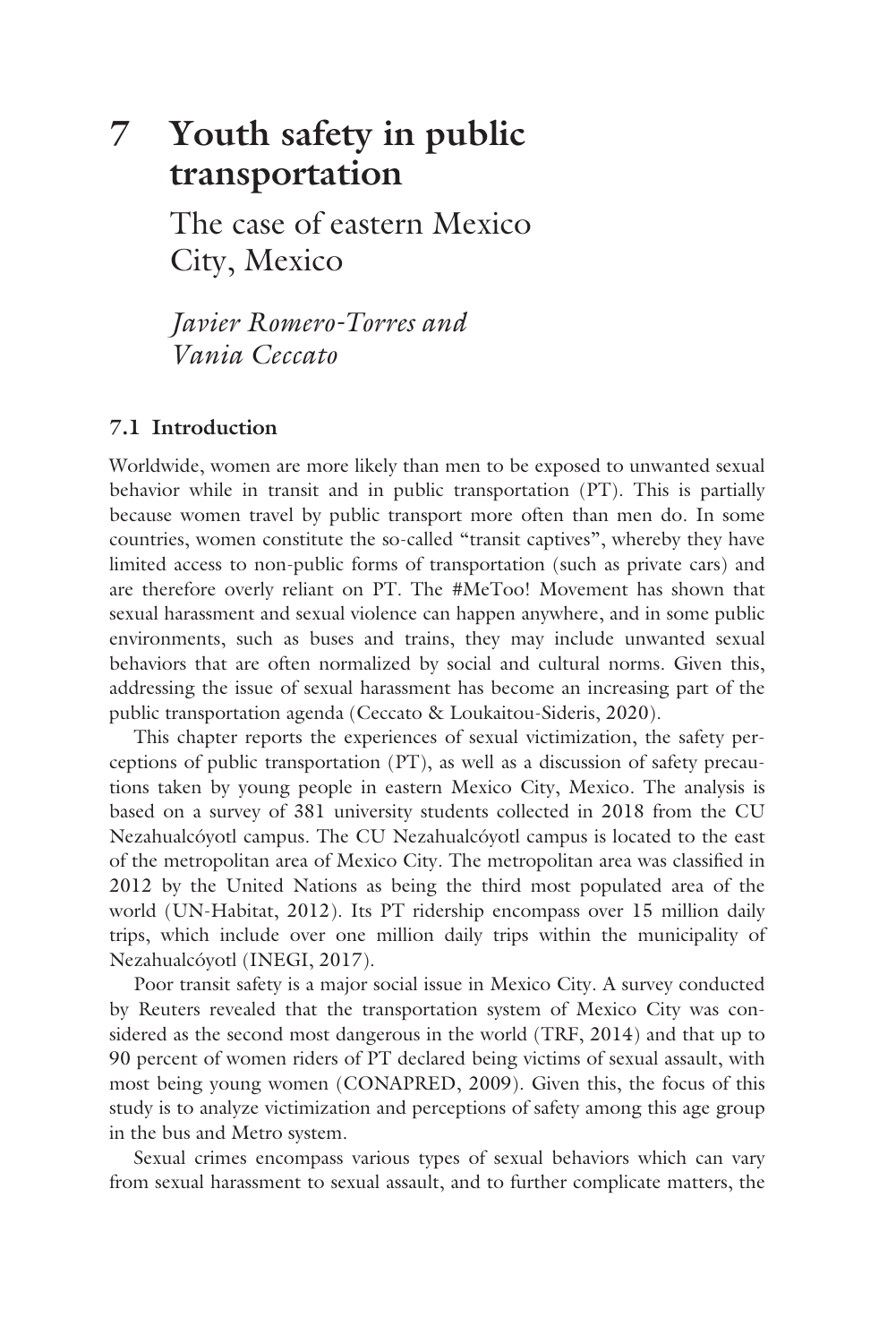# 7 Youth safety in public transportation

## The case of eastern Mexico City, Mexico

*Javier Romero-Torres and Vania Ceccato*

### 7.1 Introduction

Worldwide, women are more likely than men to be exposed to unwanted sexual behavior while in transit and in public transportation (PT). This is partially because women travel by public transport more often than men do. In some countries, women constitute the so-called "transit captives", whereby they have limited access to non-public forms of transportation (such as private cars) and are therefore overly reliant on PT. The #MeToo! Movement has shown that sexual harassment and sexual violence can happen anywhere, and in some public environments, such as buses and trains, they may include unwanted sexual behaviors that are often normalized by social and cultural norms. Given this, addressing the issue of sexual harassment has become an increasing part of the public transportation agenda (Ceccato & Loukaitou-Sideris, 2020).

This chapter reports the experiences of sexual victimization, the safety perceptions of public transportation (PT), as well as a discussion of safety precautions taken by young people in eastern Mexico City, Mexico. The analysis is based on a survey of 381 university students collected in 2018 from the CU Nezahualcóyotl campus. The CU Nezahualcóyotl campus is located to the east of the metropolitan area of Mexico City. The metropolitan area was classified in 2012 by the United Nations as being the third most populated area of the world (UN-Habitat, 2012). Its PT ridership encompass over 15 million daily trips, which include over one million daily trips within the municipality of Nezahualcóyotl (INEGI, 2017).

Poor transit safety is a major social issue in Mexico City. A survey conducted by Reuters revealed that the transportation system of Mexico City was considered as the second most dangerous in the world (TRF, 2014) and that up to 90 percent of women riders of PT declared being victims of sexual assault, with most being young women (CONAPRED, 2009). Given this, the focus of this study is to analyze victimization and perceptions of safety among this age group in the bus and Metro system.

Sexual crimes encompass various types of sexual behaviors which can vary from sexual harassment to sexual assault, and to further complicate matters, the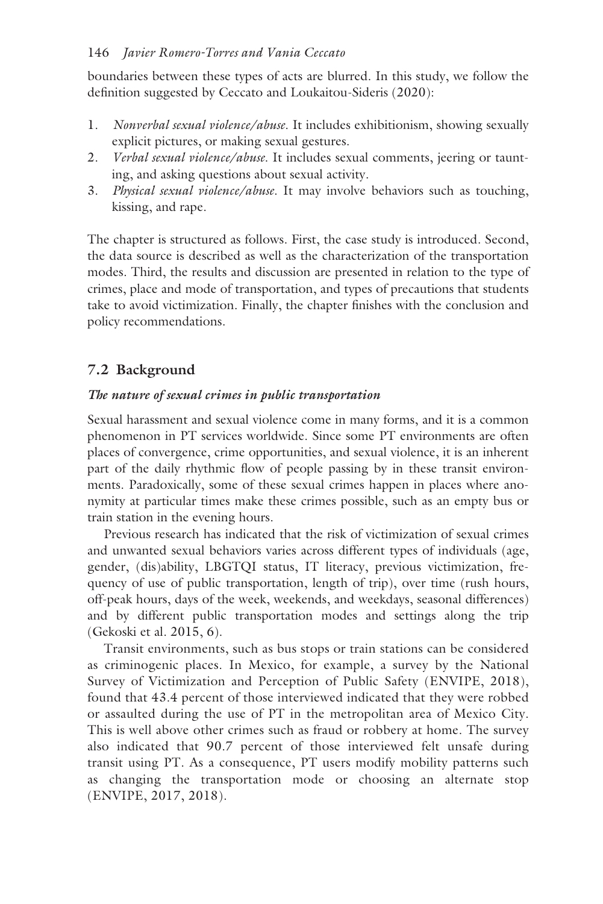boundaries between these types of acts are blurred. In this study, we follow the definition suggested by Ceccato and Loukaitou-Sideris (2020):

1. *Nonverbal sexual violence/abuse.* It includes exhibitionism, showing sexually explicit pictures, or making sexual gestures.
2. *Verbal sexual violence/abuse.* It includes sexual comments, jeering or taunting, and asking questions about sexual activity.
3. *Physical sexual violence/abuse.* It may involve behaviors such as touching, kissing, and rape.

The chapter is structured as follows. First, the case study is introduced. Second, the data source is described as well as the characterization of the transportation modes. Third, the results and discussion are presented in relation to the type of crimes, place and mode of transportation, and types of precautions that students take to avoid victimization. Finally, the chapter finishes with the conclusion and policy recommendations.

## 7.2 Background

### *The nature of sexual crimes in public transportation*

Sexual harassment and sexual violence come in many forms, and it is a common phenomenon in PT services worldwide. Since some PT environments are often places of convergence, crime opportunities, and sexual violence, it is an inherent part of the daily rhythmic flow of people passing by in these transit environments. Paradoxically, some of these sexual crimes happen in places where anonymity at particular times make these crimes possible, such as an empty bus or train station in the evening hours.

Previous research has indicated that the risk of victimization of sexual crimes and unwanted sexual behaviors varies across different types of individuals (age, gender, (dis)ability, LBGTQI status, IT literacy, previous victimization, frequency of use of public transportation, length of trip), over time (rush hours, off-peak hours, days of the week, weekends, and weekdays, seasonal differences) and by different public transportation modes and settings along the trip (Gekoski et al. 2015, 6).

Transit environments, such as bus stops or train stations can be considered as criminogenic places. In Mexico, for example, a survey by the National Survey of Victimization and Perception of Public Safety (ENVIPE, 2018), found that 43.4 percent of those interviewed indicated that they were robbed or assaulted during the use of PT in the metropolitan area of Mexico City. This is well above other crimes such as fraud or robbery at home. The survey also indicated that 90.7 percent of those interviewed felt unsafe during transit using PT. As a consequence, PT users modify mobility patterns such as changing the transportation mode or choosing an alternate stop (ENVIPE, 2017, 2018).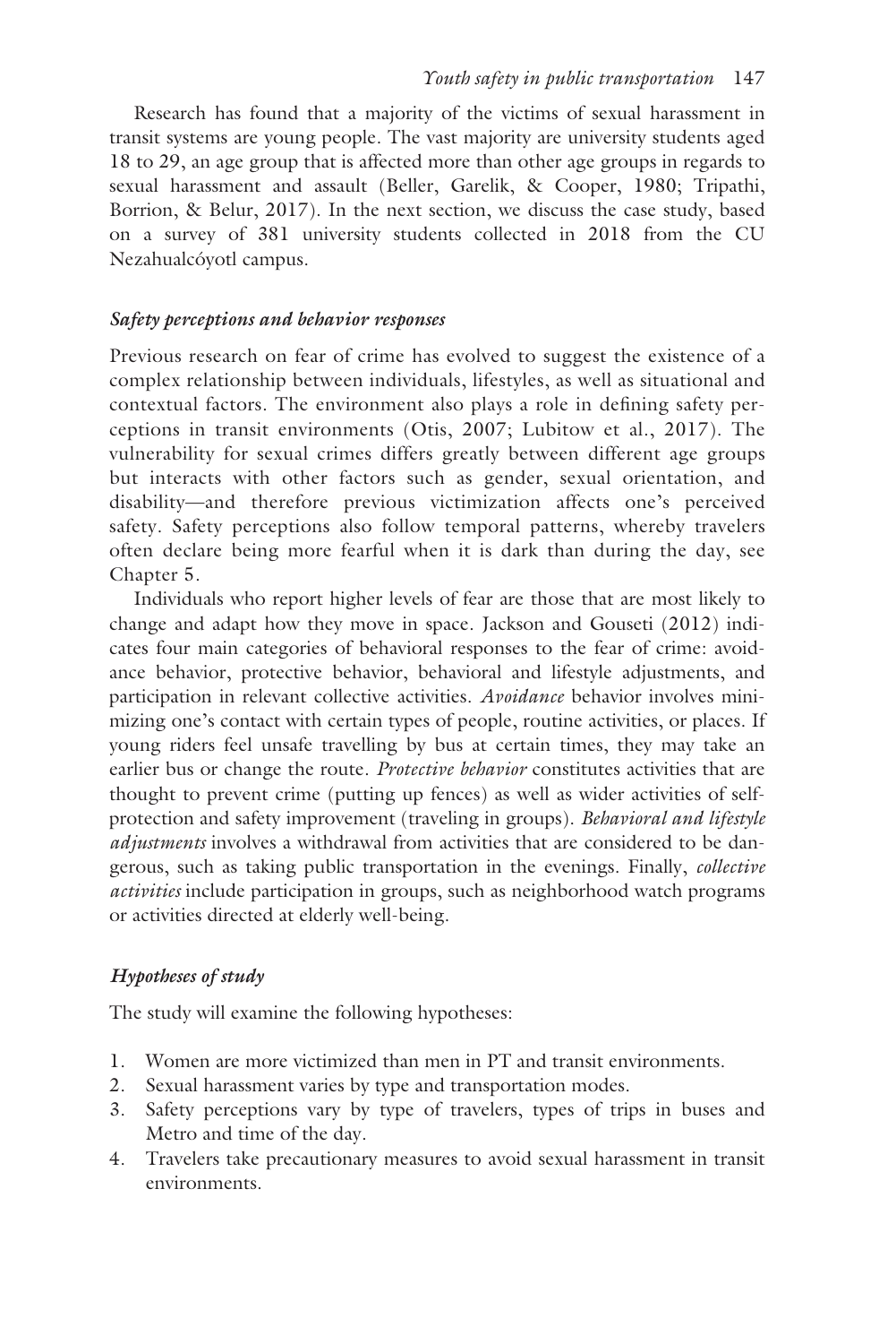Research has found that a majority of the victims of sexual harassment in transit systems are young people. The vast majority are university students aged 18 to 29, an age group that is affected more than other age groups in regards to sexual harassment and assault (Beller, Garelik, & Cooper, 1980; Tripathi, Borrion, & Belur, 2017). In the next section, we discuss the case study, based on a survey of 381 university students collected in 2018 from the CU Nezahualcóyotl campus.

### *Safety perceptions and behavior responses*

Previous research on fear of crime has evolved to suggest the existence of a complex relationship between individuals, lifestyles, as well as situational and contextual factors. The environment also plays a role in defining safety perceptions in transit environments (Otis, 2007; Lubitow et al., 2017). The vulnerability for sexual crimes differs greatly between different age groups but interacts with other factors such as gender, sexual orientation, and disability—and therefore previous victimization affects one's perceived safety. Safety perceptions also follow temporal patterns, whereby travelers often declare being more fearful when it is dark than during the day, see Chapter 5.

Individuals who report higher levels of fear are those that are most likely to change and adapt how they move in space. Jackson and Gouseti (2012) indicates four main categories of behavioral responses to the fear of crime: avoidance behavior, protective behavior, behavioral and lifestyle adjustments, and participation in relevant collective activities. *Avoidance* behavior involves minimizing one's contact with certain types of people, routine activities, or places. If young riders feel unsafe travelling by bus at certain times, they may take an earlier bus or change the route. *Protective behavior* constitutes activities that are thought to prevent crime (putting up fences) as well as wider activities of self-protection and safety improvement (traveling in groups). *Behavioral and lifestyle adjustments* involves a withdrawal from activities that are considered to be dangerous, such as taking public transportation in the evenings. Finally, *collective activities* include participation in groups, such as neighborhood watch programs or activities directed at elderly well-being.

### *Hypotheses of study*

The study will examine the following hypotheses:

1. Women are more victimized than men in PT and transit environments.
2. Sexual harassment varies by type and transportation modes.
3. Safety perceptions vary by type of travelers, types of trips in buses and Metro and time of the day.
4. Travelers take precautionary measures to avoid sexual harassment in transit environments.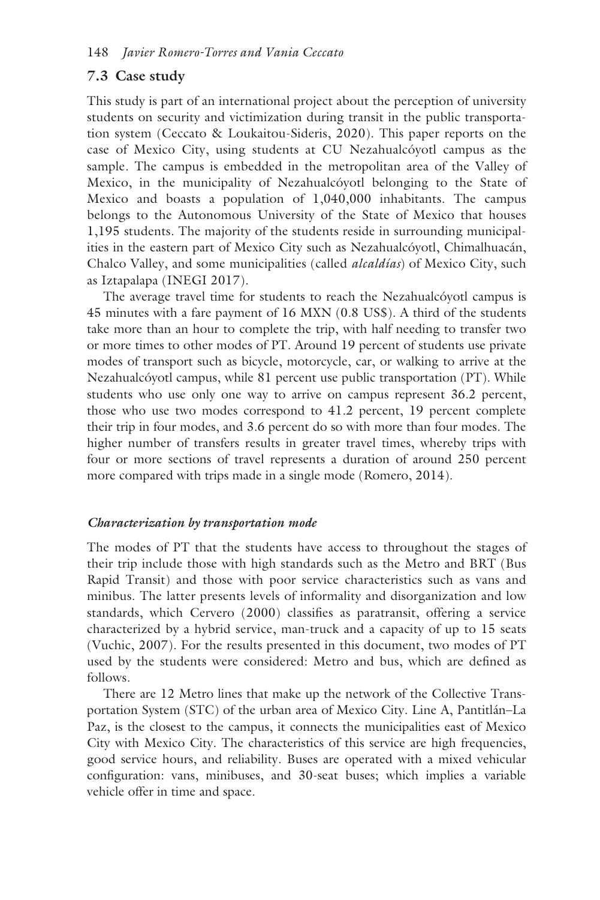## 7.3 Case study

This study is part of an international project about the perception of university students on security and victimization during transit in the public transportation system (Ceccato & Loukaitou-Sideris, 2020). This paper reports on the case of Mexico City, using students at CU Nezahualcóyotl campus as the sample. The campus is embedded in the metropolitan area of the Valley of Mexico, in the municipality of Nezahualcóyotl belonging to the State of Mexico and boasts a population of 1,040,000 inhabitants. The campus belongs to the Autonomous University of the State of Mexico that houses 1,195 students. The majority of the students reside in surrounding municipalities in the eastern part of Mexico City such as Nezahualcóyotl, Chimalhuacán, Chalco Valley, and some municipalities (called *alcaldías*) of Mexico City, such as Iztapalapa (INEGI 2017).

The average travel time for students to reach the Nezahualcóyotl campus is 45 minutes with a fare payment of 16 MXN (0.8 US$). A third of the students take more than an hour to complete the trip, with half needing to transfer two or more times to other modes of PT. Around 19 percent of students use private modes of transport such as bicycle, motorcycle, car, or walking to arrive at the Nezahualcóyotl campus, while 81 percent use public transportation (PT). While students who use only one way to arrive on campus represent 36.2 percent, those who use two modes correspond to 41.2 percent, 19 percent complete their trip in four modes, and 3.6 percent do so with more than four modes. The higher number of transfers results in greater travel times, whereby trips with four or more sections of travel represents a duration of around 250 percent more compared with trips made in a single mode (Romero, 2014).

### *Characterization by transportation mode*

The modes of PT that the students have access to throughout the stages of their trip include those with high standards such as the Metro and BRT (Bus Rapid Transit) and those with poor service characteristics such as vans and minibus. The latter presents levels of informality and disorganization and low standards, which Cervero (2000) classifies as paratransit, offering a service characterized by a hybrid service, man-truck and a capacity of up to 15 seats (Vuchic, 2007). For the results presented in this document, two modes of PT used by the students were considered: Metro and bus, which are defined as follows.

There are 12 Metro lines that make up the network of the Collective Transportation System (STC) of the urban area of Mexico City. Line A, Pantitlán–La Paz, is the closest to the campus, it connects the municipalities east of Mexico City with Mexico City. The characteristics of this service are high frequencies, good service hours, and reliability. Buses are operated with a mixed vehicular configuration: vans, minibuses, and 30-seat buses; which implies a variable vehicle offer in time and space.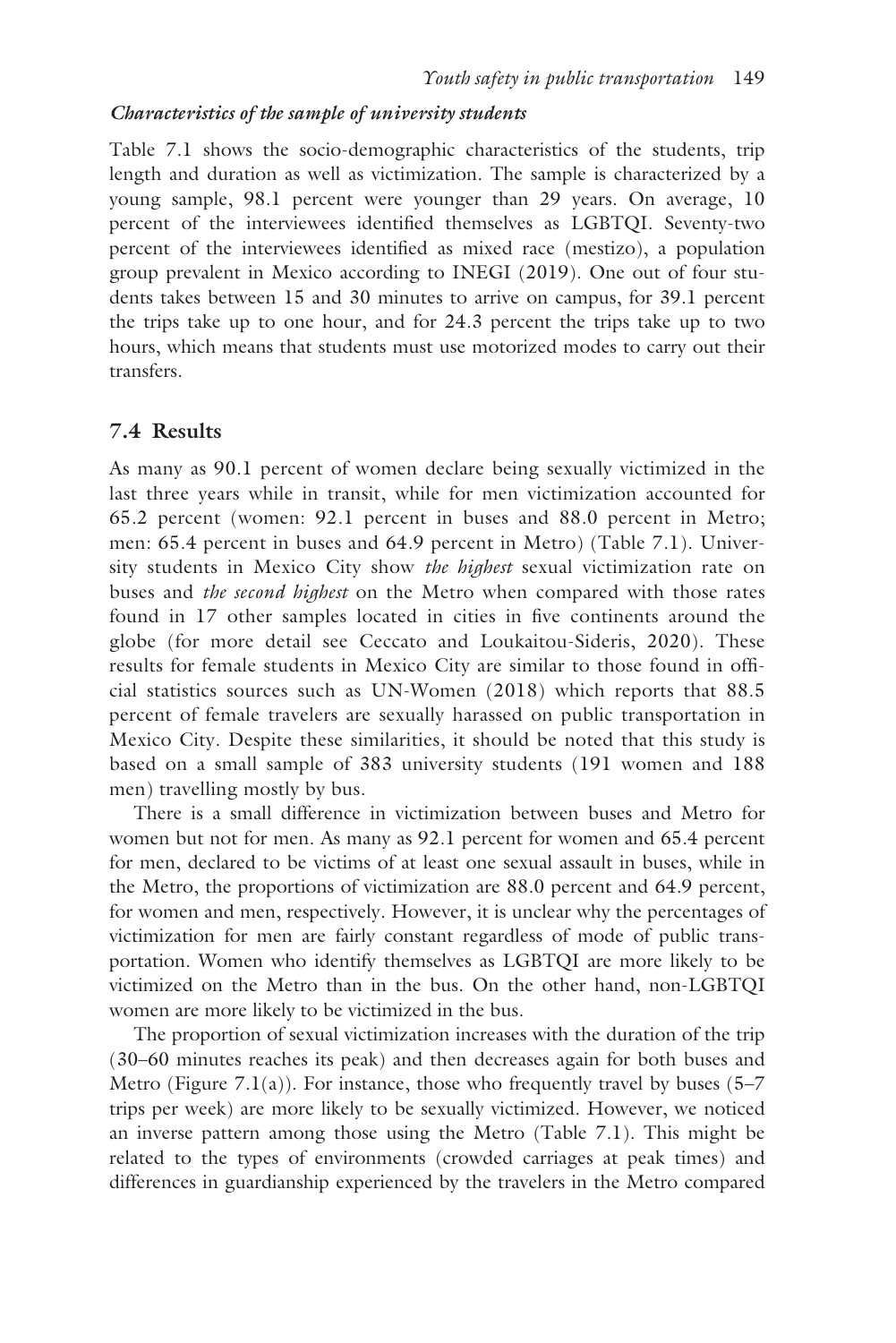### *Characteristics of the sample of university students*

Table 7.1 shows the socio-demographic characteristics of the students, trip length and duration as well as victimization. The sample is characterized by a young sample, 98.1 percent were younger than 29 years. On average, 10 percent of the interviewees identified themselves as LGBTQI. Seventy-two percent of the interviewees identified as mixed race (mestizo), a population group prevalent in Mexico according to INEGI (2019). One out of four students takes between 15 and 30 minutes to arrive on campus, for 39.1 percent the trips take up to one hour, and for 24.3 percent the trips take up to two hours, which means that students must use motorized modes to carry out their transfers.

## 7.4 Results

As many as 90.1 percent of women declare being sexually victimized in the last three years while in transit, while for men victimization accounted for 65.2 percent (women: 92.1 percent in buses and 88.0 percent in Metro; men: 65.4 percent in buses and 64.9 percent in Metro) (Table 7.1). University students in Mexico City show *the highest* sexual victimization rate on buses and *the second highest* on the Metro when compared with those rates found in 17 other samples located in cities in five continents around the globe (for more detail see Ceccato and Loukaitou-Sideris, 2020). These results for female students in Mexico City are similar to those found in official statistics sources such as UN-Women (2018) which reports that 88.5 percent of female travelers are sexually harassed on public transportation in Mexico City. Despite these similarities, it should be noted that this study is based on a small sample of 383 university students (191 women and 188 men) travelling mostly by bus.

There is a small difference in victimization between buses and Metro for women but not for men. As many as 92.1 percent for women and 65.4 percent for men, declared to be victims of at least one sexual assault in buses, while in the Metro, the proportions of victimization are 88.0 percent and 64.9 percent, for women and men, respectively. However, it is unclear why the percentages of victimization for men are fairly constant regardless of mode of public transportation. Women who identify themselves as LGBTQI are more likely to be victimized on the Metro than in the bus. On the other hand, non-LGBTQI women are more likely to be victimized in the bus.

The proportion of sexual victimization increases with the duration of the trip (30–60 minutes reaches its peak) and then decreases again for both buses and Metro (Figure 7.1(a)). For instance, those who frequently travel by buses (5–7 trips per week) are more likely to be sexually victimized. However, we noticed an inverse pattern among those using the Metro (Table 7.1). This might be related to the types of environments (crowded carriages at peak times) and differences in guardianship experienced by the travelers in the Metro compared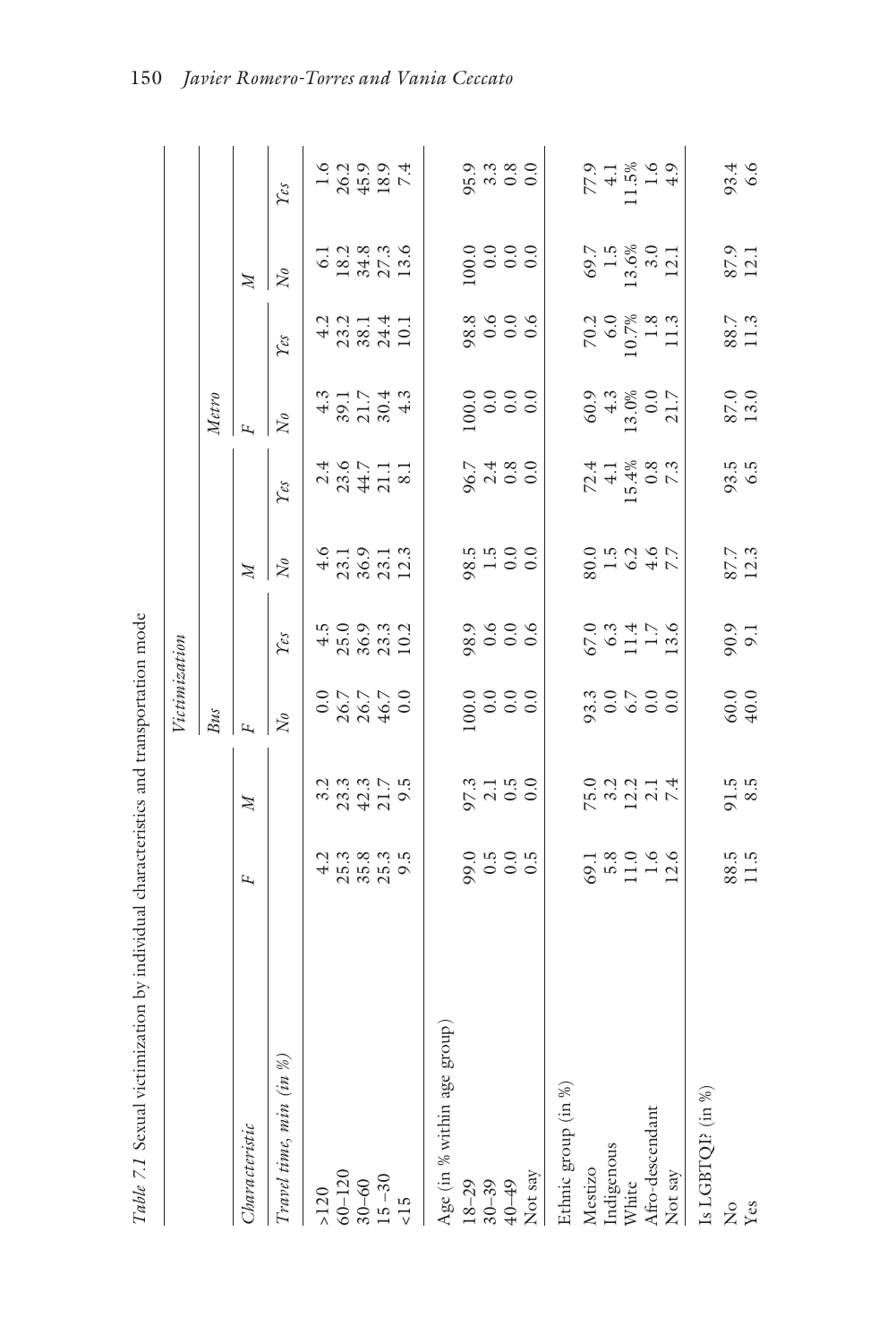Table 7.1 Sexual victimization by individual characteristics and transportation mode

| Characteristic | F | M | Victimization | | | | | | | |
|---|---|---|---|---|---|---|---|---|---|---|
| | | | Bus | | | | Metro | | | |
| | | | F | | M | | F | | M | |
| | | | No | Yes | No | Yes | No | Yes | No | Yes |
| Travel time, min (in %) | | | | | | | | | | |
| >120 | 4.2 | 3.2 | 0.0 | 4.5 | 4.6 | 2.4 | 4.3 | 4.2 | 6.1 | 1.6 |
| 60–120 | 25.3 | 23.3 | 26.7 | 25.0 | 23.1 | 23.6 | 39.1 | 23.2 | 18.2 | 26.2 |
| 30–60 | 35.8 | 42.3 | 26.7 | 36.9 | 36.9 | 44.7 | 21.7 | 38.1 | 34.8 | 45.9 |
| 15 –30 | 25.3 | 21.7 | 46.7 | 23.3 | 23.1 | 21.1 | 30.4 | 24.4 | 27.3 | 18.9 |
| <15 | 9.5 | 9.5 | 0.0 | 10.2 | 12.3 | 8.1 | 4.3 | 10.1 | 13.6 | 7.4 |
| Age (in % within age group) | | | | | | | | | | |
| 18–29 | 99.0 | 97.3 | 100.0 | 98.9 | 98.5 | 96.7 | 100.0 | 98.8 | 100.0 | 95.9 |
| 30–39 | 0.5 | 2.1 | 0.0 | 0.6 | 1.5 | 2.4 | 0.0 | 0.6 | 0.0 | 3.3 |
| 40–49 | 0.0 | 0.5 | 0.0 | 0.0 | 0.0 | 0.8 | 0.0 | 0.0 | 0.0 | 0.8 |
| Not say | 0.5 | 0.0 | 0.0 | 0.6 | 0.0 | 0.0 | 0.0 | 0.6 | 0.0 | 0.0 |
| Ethnic group (in %) | | | | | | | | | | |
| Mestizo | 69.1 | 75.0 | 93.3 | 67.0 | 80.0 | 72.4 | 60.9 | 70.2 | 69.7 | 77.9 |
| Indigenous | 5.8 | 3.2 | 0.0 | 6.3 | 1.5 | 4.1 | 4.3 | 6.0 | 1.5 | 4.1 |
| White | 11.0 | 12.2 | 6.7 | 11.4 | 6.2 | 15.4% | 13.0% | 10.7% | 13.6% | 11.5% |
| Afro-descendant | 1.6 | 2.1 | 0.0 | 1.7 | 4.6 | 0.8 | 0.0 | 1.8 | 3.0 | 1.6 |
| Not say | 12.6 | 7.4 | 0.0 | 13.6 | 7.7 | 7.3 | 21.7 | 11.3 | 12.1 | 4.9 |
| Is LGBTQI? (in %) | | | | | | | | | | |
| No | 88.5 | 91.5 | 60.0 | 90.9 | 87.7 | 93.5 | 87.0 | 88.7 | 87.9 | 93.4 |
| Yes | 11.5 | 8.5 | 40.0 | 9.1 | 12.3 | 6.5 | 13.0 | 11.3 | 12.1 | 6.6 |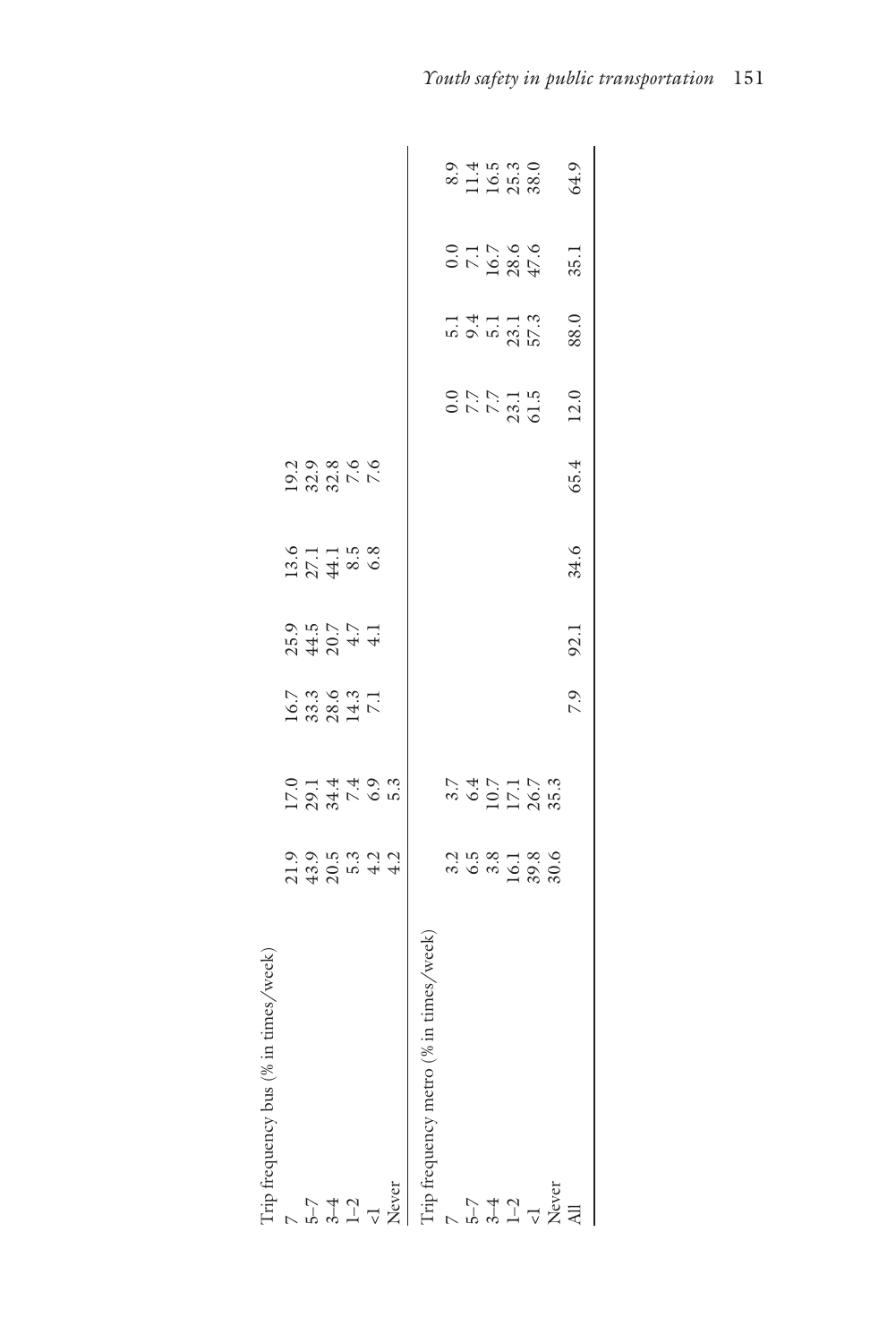| | | | | | | | | | | |
|---|---|---|---|---|---|---|---|---|---|---|
| Trip frequency bus (% in times/week) | | | | | | | | | | |
| 7 | 21.9 | 17.0 | 16.7 | 25.9 | 13.6 | 19.2 | | | | |
| 5–7 | 43.9 | 29.1 | 33.3 | 44.5 | 27.1 | 32.9 | | | | |
| 3–4 | 20.5 | 34.4 | 28.6 | 20.7 | 44.1 | 32.8 | | | | |
| 1–2 | 5.3 | 7.4 | 14.3 | 4.7 | 8.5 | 7.6 | | | | |
| <1 | 4.2 | 6.9 | 7.1 | 4.1 | 6.8 | 7.6 | | | | |
| Never | 4.2 | 5.3 | | | | | | | | |
| Trip frequency metro (% in times/week) | | | | | | | | | | |
| 7 | 3.2 | 3.7 | | | | | 0.0 | 5.1 | 0.0 | 8.9 |
| 5–7 | 6.5 | 6.4 | | | | | 7.7 | 9.4 | 7.1 | 11.4 |
| 3–4 | 3.8 | 10.7 | | | | | 7.7 | 5.1 | 16.7 | 16.5 |
| 1–2 | 16.1 | 17.1 | | | | | 23.1 | 23.1 | 28.6 | 25.3 |
| <1 | 39.8 | 26.7 | | | | | 61.5 | 57.3 | 47.6 | 38.0 |
| Never | 30.6 | 35.3 | | | | | | | | |
| All | | | 7.9 | 92.1 | 34.6 | 65.4 | 12.0 | 88.0 | 35.1 | 64.9 |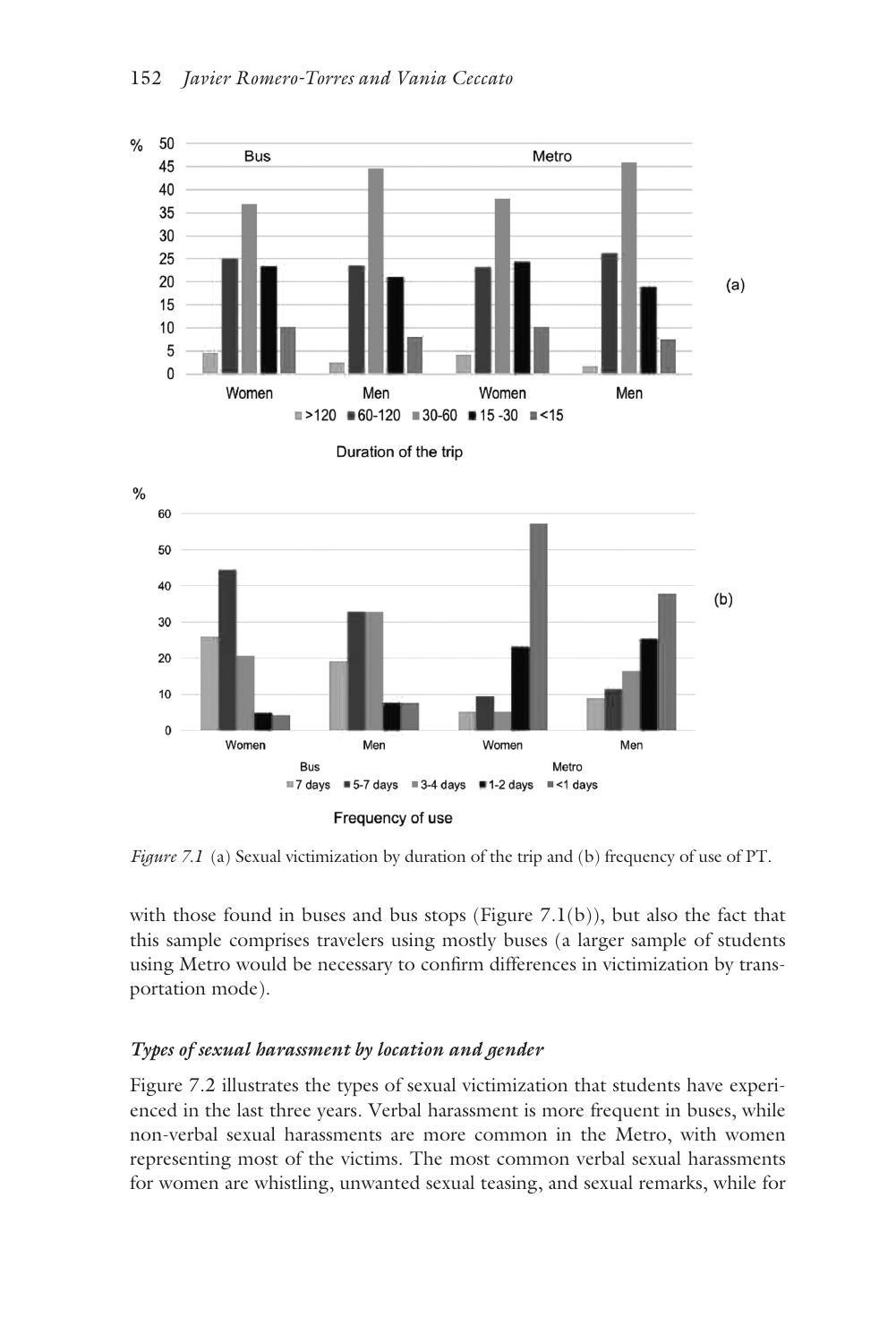*Figure 7.1* (a) Sexual victimization by duration of the trip and (b) frequency of use of PT.

with those found in buses and bus stops (Figure 7.1(b)), but also the fact that this sample comprises travelers using mostly buses (a larger sample of students using Metro would be necessary to confirm differences in victimization by transportation mode).

### *Types of sexual harassment by location and gender*

Figure 7.2 illustrates the types of sexual victimization that students have experienced in the last three years. Verbal harassment is more frequent in buses, while non-verbal sexual harassments are more common in the Metro, with women representing most of the victims. The most common verbal sexual harassments for women are whistling, unwanted sexual teasing, and sexual remarks, while for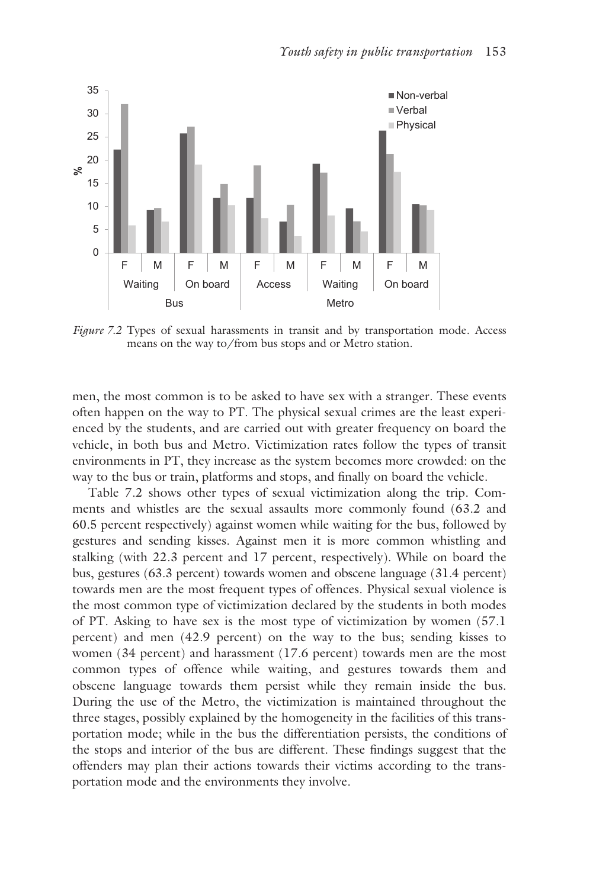*Figure 7.2* Types of sexual harassments in transit and by transportation mode. Access means on the way to/from bus stops and or Metro station.

men, the most common is to be asked to have sex with a stranger. These events often happen on the way to PT. The physical sexual crimes are the least experienced by the students, and are carried out with greater frequency on board the vehicle, in both bus and Metro. Victimization rates follow the types of transit environments in PT, they increase as the system becomes more crowded: on the way to the bus or train, platforms and stops, and finally on board the vehicle.

Table 7.2 shows other types of sexual victimization along the trip. Comments and whistles are the sexual assaults more commonly found (63.2 and 60.5 percent respectively) against women while waiting for the bus, followed by gestures and sending kisses. Against men it is more common whistling and stalking (with 22.3 percent and 17 percent, respectively). While on board the bus, gestures (63.3 percent) towards women and obscene language (31.4 percent) towards men are the most frequent types of offences. Physical sexual violence is the most common type of victimization declared by the students in both modes of PT. Asking to have sex is the most type of victimization by women (57.1 percent) and men (42.9 percent) on the way to the bus; sending kisses to women (34 percent) and harassment (17.6 percent) towards men are the most common types of offence while waiting, and gestures towards them and obscene language towards them persist while they remain inside the bus. During the use of the Metro, the victimization is maintained throughout the three stages, possibly explained by the homogeneity in the facilities of this transportation mode; while in the bus the differentiation persists, the conditions of the stops and interior of the bus are different. These findings suggest that the offenders may plan their actions towards their victims according to the transportation mode and the environments they involve.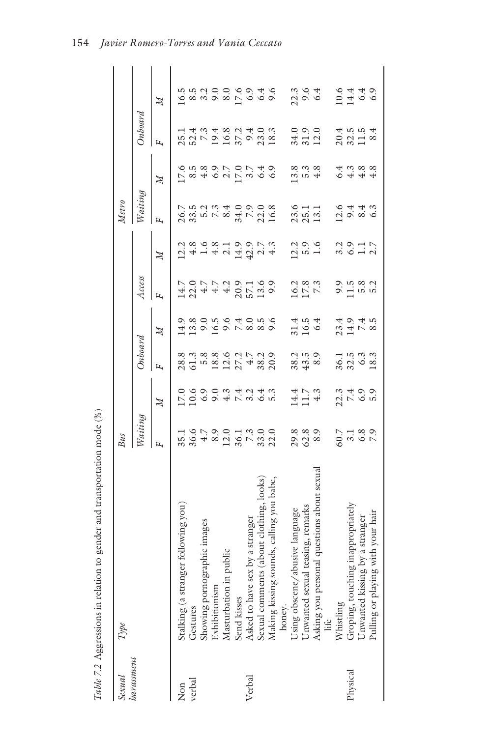Table 7.2 Aggressions in relation to gender and transportation mode (%)

| Sexual harassment | Type | Bus | | | | Metro | | | | | |
|---|---|---|---|---|---|---|---|---|---|---|---|
| | | Waiting | | Onboard | | Access | | Waiting | | Onboard | |
| | | F | M | F | M | F | M | F | M | F | M |
| Non verbal | Stalking (a stranger following you) | 35.1 | 17.0 | 28.8 | 14.9 | 14.7 | 12.2 | 26.7 | 17.6 | 25.1 | 16.5 |
| | Gestures | 36.6 | 10.6 | 61.3 | 13.8 | 22.0 | 4.8 | 33.5 | 8.5 | 52.4 | 8.5 |
| | Showing pornographic images | 4.7 | 6.9 | 5.8 | 9.0 | 4.7 | 1.6 | 5.2 | 4.8 | 7.3 | 3.2 |
| | Exhibitionism | 8.9 | 9.0 | 18.8 | 16.5 | 4.7 | 4.8 | 7.3 | 6.9 | 19.4 | 9.0 |
| | Masturbation in public | 12.0 | 4.3 | 12.6 | 9.6 | 4.2 | 2.1 | 8.4 | 2.7 | 16.8 | 8.0 |
| | Send kisses | 36.1 | 7.4 | 27.2 | 7.4 | 20.9 | 14.9 | 34.0 | 17.0 | 37.2 | 17.6 |
| Verbal | Asked to have sex by a stranger | 7.3 | 3.2 | 4.7 | 8.0 | 57.1 | 42.9 | 7.9 | 3.7 | 9.4 | 6.9 |
| | Sexual comments (about clothing, looks) | 33.0 | 6.4 | 38.2 | 8.5 | 13.6 | 2.7 | 22.0 | 6.4 | 23.0 | 6.4 |
| | Making kissing sounds, calling you babe, honey. | 22.0 | 5.3 | 20.9 | 9.6 | 9.9 | 4.3 | 16.8 | 6.9 | 18.3 | 9.6 |
| | Using obscene/abusive language | 29.8 | 14.4 | 38.2 | 31.4 | 16.2 | 12.2 | 23.6 | 13.8 | 34.0 | 22.3 |
| | Unwanted sexual teasing, remarks | 62.8 | 11.7 | 43.5 | 16.5 | 17.8 | 5.9 | 25.1 | 5.3 | 31.9 | 9.6 |
| | Asking you personal questions about sexual life | 8.9 | 4.3 | 8.9 | 6.4 | 7.3 | 1.6 | 13.1 | 4.8 | 12.0 | 6.4 |
| | Whistling | 60.7 | 22.3 | 36.1 | 23.4 | 9.9 | 3.2 | 12.6 | 6.4 | 20.4 | 10.6 |
| Physical | Groping, touching inappropriately | 3.1 | 7.4 | 32.5 | 14.9 | 11.5 | 6.9 | 9.4 | 4.3 | 32.5 | 14.4 |
| | Unwanted kissing by a stranger | 6.8 | 6.9 | 6.3 | 7.4 | 5.8 | 1.1 | 8.4 | 4.8 | 11.5 | 6.4 |
| | Pulling or playing with your hair | 7.9 | 5.9 | 18.3 | 8.5 | 5.2 | 2.7 | 6.3 | 4.8 | 8.4 | 6.9 |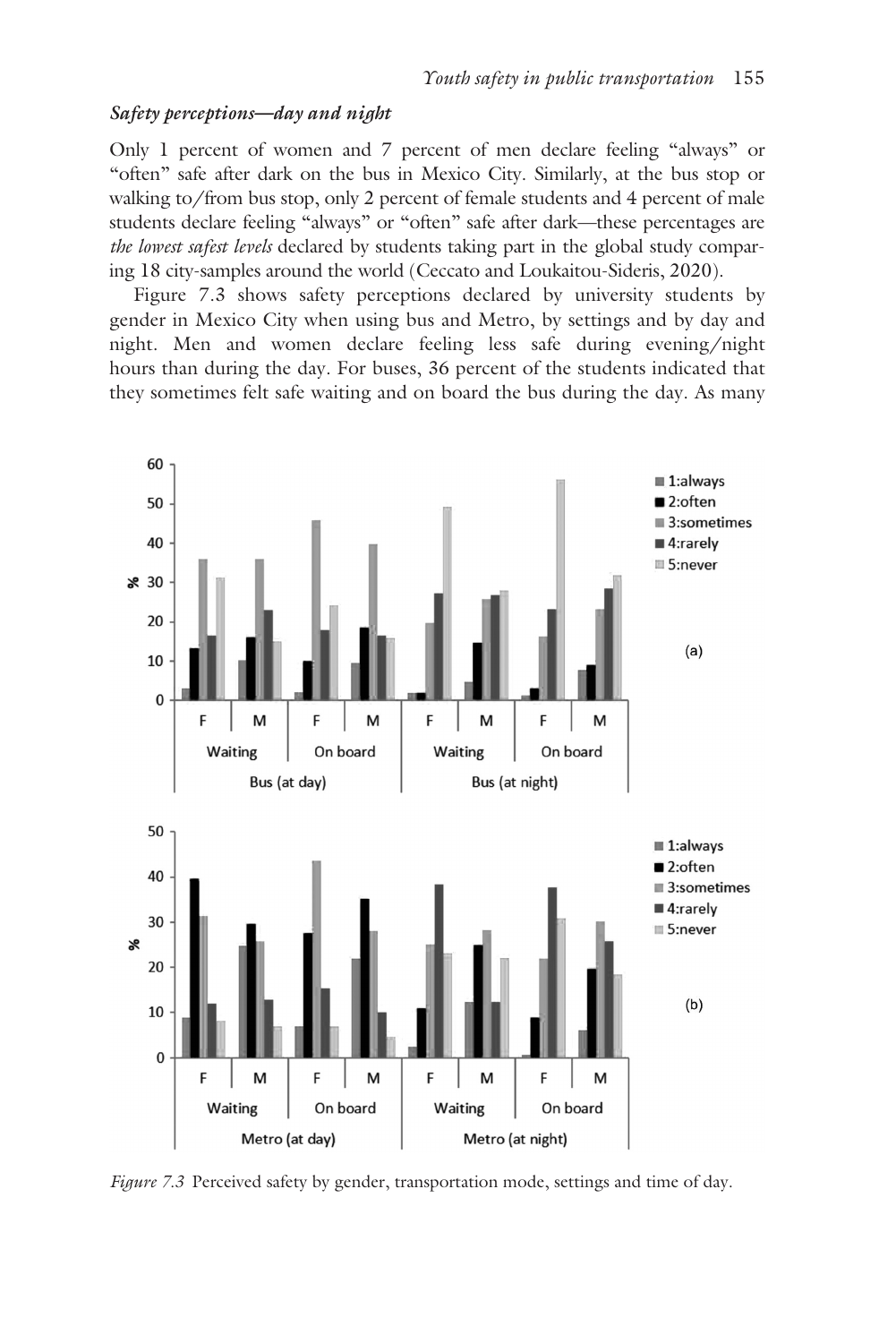### *Safety perceptions—day and night*

Only 1 percent of women and 7 percent of men declare feeling "always" or "often" safe after dark on the bus in Mexico City. Similarly, at the bus stop or walking to/from bus stop, only 2 percent of female students and 4 percent of male students declare feeling "always" or "often" safe after dark—these percentages are *the lowest safest levels* declared by students taking part in the global study comparing 18 city-samples around the world (Ceccato and Loukaitou-Sideris, 2020).

Figure 7.3 shows safety perceptions declared by university students by gender in Mexico City when using bus and Metro, by settings and by day and night. Men and women declare feeling less safe during evening/night hours than during the day. For buses, 36 percent of the students indicated that they sometimes felt safe waiting and on board the bus during the day. As many

*Figure 7.3* Perceived safety by gender, transportation mode, settings and time of day.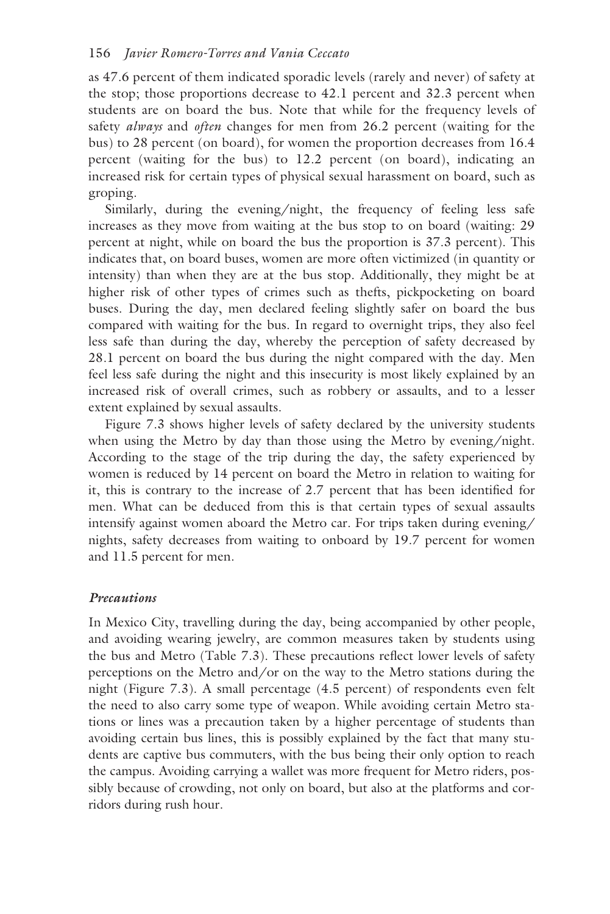as 47.6 percent of them indicated sporadic levels (rarely and never) of safety at the stop; those proportions decrease to 42.1 percent and 32.3 percent when students are on board the bus. Note that while for the frequency levels of safety *always* and *often* changes for men from 26.2 percent (waiting for the bus) to 28 percent (on board), for women the proportion decreases from 16.4 percent (waiting for the bus) to 12.2 percent (on board), indicating an increased risk for certain types of physical sexual harassment on board, such as groping.

Similarly, during the evening/night, the frequency of feeling less safe increases as they move from waiting at the bus stop to on board (waiting: 29 percent at night, while on board the bus the proportion is 37.3 percent). This indicates that, on board buses, women are more often victimized (in quantity or intensity) than when they are at the bus stop. Additionally, they might be at higher risk of other types of crimes such as thefts, pickpocketing on board buses. During the day, men declared feeling slightly safer on board the bus compared with waiting for the bus. In regard to overnight trips, they also feel less safe than during the day, whereby the perception of safety decreased by 28.1 percent on board the bus during the night compared with the day. Men feel less safe during the night and this insecurity is most likely explained by an increased risk of overall crimes, such as robbery or assaults, and to a lesser extent explained by sexual assaults.

Figure 7.3 shows higher levels of safety declared by the university students when using the Metro by day than those using the Metro by evening/night. According to the stage of the trip during the day, the safety experienced by women is reduced by 14 percent on board the Metro in relation to waiting for it, this is contrary to the increase of 2.7 percent that has been identified for men. What can be deduced from this is that certain types of sexual assaults intensify against women aboard the Metro car. For trips taken during evening/nights, safety decreases from waiting to onboard by 19.7 percent for women and 11.5 percent for men.

### *Precautions*

In Mexico City, travelling during the day, being accompanied by other people, and avoiding wearing jewelry, are common measures taken by students using the bus and Metro (Table 7.3). These precautions reflect lower levels of safety perceptions on the Metro and/or on the way to the Metro stations during the night (Figure 7.3). A small percentage (4.5 percent) of respondents even felt the need to also carry some type of weapon. While avoiding certain Metro stations or lines was a precaution taken by a higher percentage of students than avoiding certain bus lines, this is possibly explained by the fact that many students are captive bus commuters, with the bus being their only option to reach the campus. Avoiding carrying a wallet was more frequent for Metro riders, possibly because of crowding, not only on board, but also at the platforms and corridors during rush hour.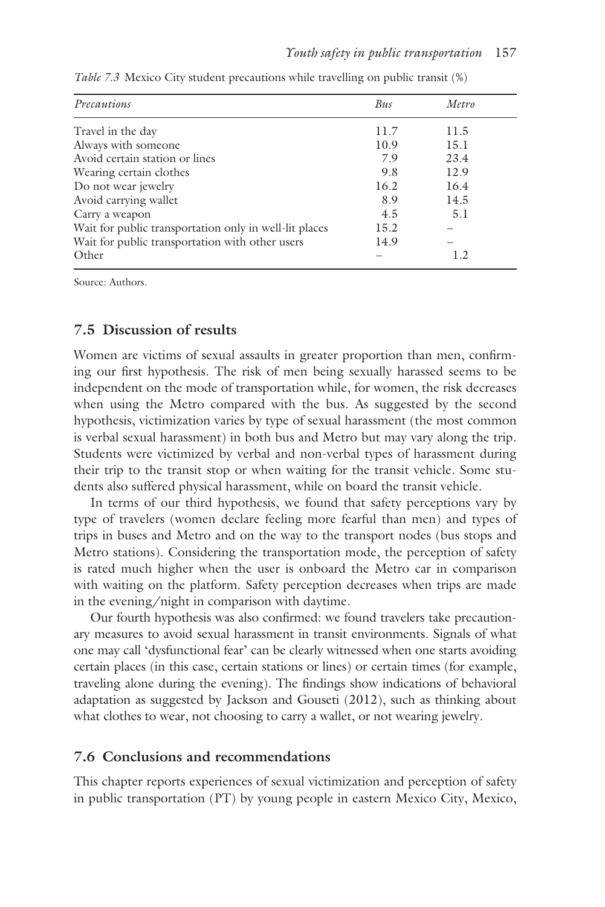*Table 7.3* Mexico City student precautions while travelling on public transit (%)

| *Precautions* | *Bus* | *Metro* |
|---|---|---|
| Travel in the day | 11.7 | 11.5 |
| Always with someone | 10.9 | 15.1 |
| Avoid certain station or lines | 7.9 | 23.4 |
| Wearing certain clothes | 9.8 | 12.9 |
| Do not wear jewelry | 16.2 | 16.4 |
| Avoid carrying wallet | 8.9 | 14.5 |
| Carry a weapon | 4.5 | 5.1 |
| Wait for public transportation only in well-lit places | 15.2 | – |
| Wait for public transportation with other users | 14.9 | – |
| Other | – | 1.2 |

Source: Authors.

## 7.5 Discussion of results

Women are victims of sexual assaults in greater proportion than men, confirming our first hypothesis. The risk of men being sexually harassed seems to be independent on the mode of transportation while, for women, the risk decreases when using the Metro compared with the bus. As suggested by the second hypothesis, victimization varies by type of sexual harassment (the most common is verbal sexual harassment) in both bus and Metro but may vary along the trip. Students were victimized by verbal and non-verbal types of harassment during their trip to the transit stop or when waiting for the transit vehicle. Some students also suffered physical harassment, while on board the transit vehicle.

In terms of our third hypothesis, we found that safety perceptions vary by type of travelers (women declare feeling more fearful than men) and types of trips in buses and Metro and on the way to the transport nodes (bus stops and Metro stations). Considering the transportation mode, the perception of safety is rated much higher when the user is onboard the Metro car in comparison with waiting on the platform. Safety perception decreases when trips are made in the evening/night in comparison with daytime.

Our fourth hypothesis was also confirmed: we found travelers take precautionary measures to avoid sexual harassment in transit environments. Signals of what one may call 'dysfunctional fear' can be clearly witnessed when one starts avoiding certain places (in this case, certain stations or lines) or certain times (for example, traveling alone during the evening). The findings show indications of behavioral adaptation as suggested by Jackson and Gouseti (2012), such as thinking about what clothes to wear, not choosing to carry a wallet, or not wearing jewelry.

## 7.6 Conclusions and recommendations

This chapter reports experiences of sexual victimization and perception of safety in public transportation (PT) by young people in eastern Mexico City, Mexico,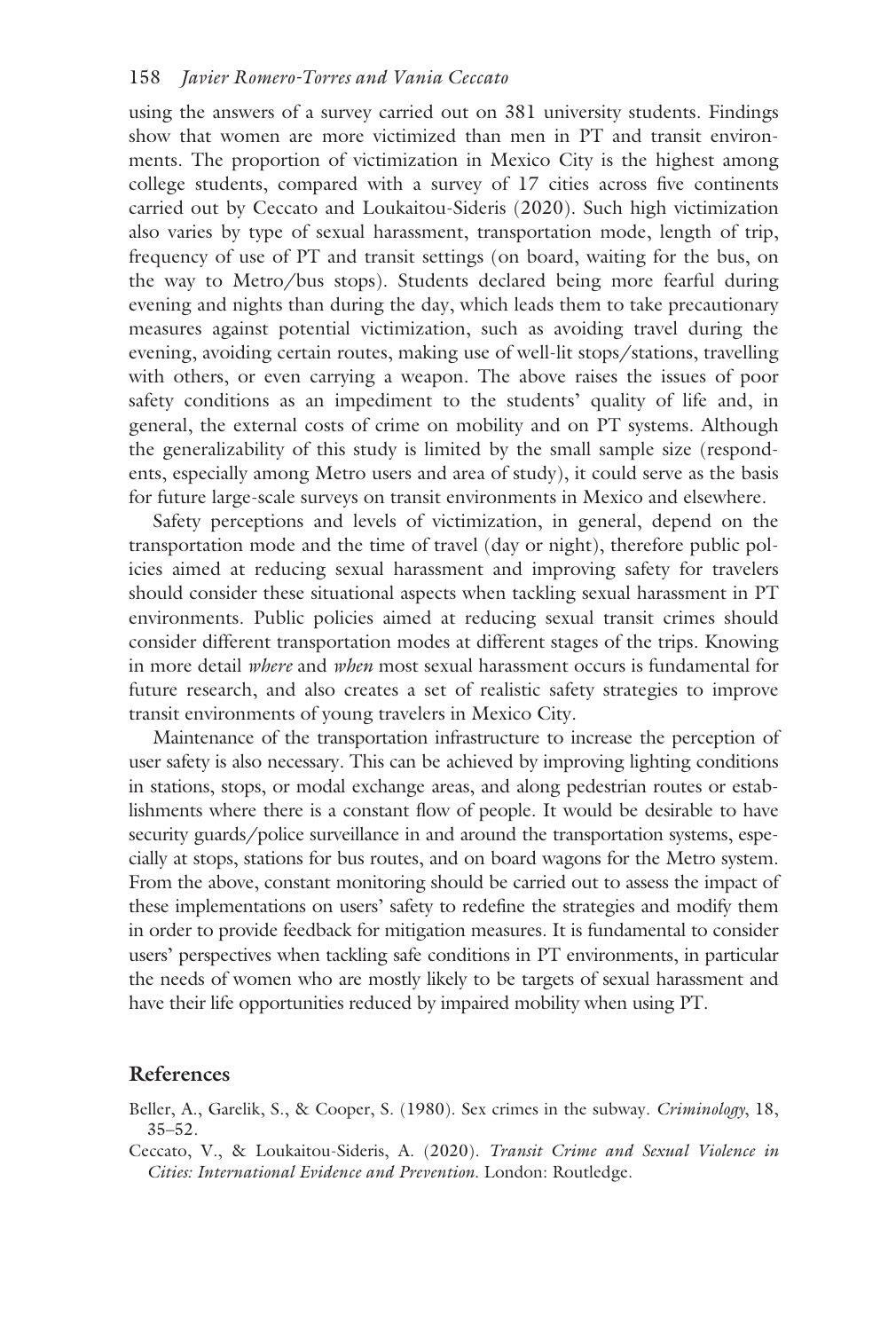using the answers of a survey carried out on 381 university students. Findings show that women are more victimized than men in PT and transit environments. The proportion of victimization in Mexico City is the highest among college students, compared with a survey of 17 cities across five continents carried out by Ceccato and Loukaitou-Sideris (2020). Such high victimization also varies by type of sexual harassment, transportation mode, length of trip, frequency of use of PT and transit settings (on board, waiting for the bus, on the way to Metro/bus stops). Students declared being more fearful during evening and nights than during the day, which leads them to take precautionary measures against potential victimization, such as avoiding travel during the evening, avoiding certain routes, making use of well-lit stops/stations, travelling with others, or even carrying a weapon. The above raises the issues of poor safety conditions as an impediment to the students' quality of life and, in general, the external costs of crime on mobility and on PT systems. Although the generalizability of this study is limited by the small sample size (respondents, especially among Metro users and area of study), it could serve as the basis for future large-scale surveys on transit environments in Mexico and elsewhere.

Safety perceptions and levels of victimization, in general, depend on the transportation mode and the time of travel (day or night), therefore public policies aimed at reducing sexual harassment and improving safety for travelers should consider these situational aspects when tackling sexual harassment in PT environments. Public policies aimed at reducing sexual transit crimes should consider different transportation modes at different stages of the trips. Knowing in more detail *where* and *when* most sexual harassment occurs is fundamental for future research, and also creates a set of realistic safety strategies to improve transit environments of young travelers in Mexico City.

Maintenance of the transportation infrastructure to increase the perception of user safety is also necessary. This can be achieved by improving lighting conditions in stations, stops, or modal exchange areas, and along pedestrian routes or establishments where there is a constant flow of people. It would be desirable to have security guards/police surveillance in and around the transportation systems, especially at stops, stations for bus routes, and on board wagons for the Metro system. From the above, constant monitoring should be carried out to assess the impact of these implementations on users' safety to redefine the strategies and modify them in order to provide feedback for mitigation measures. It is fundamental to consider users' perspectives when tackling safe conditions in PT environments, in particular the needs of women who are mostly likely to be targets of sexual harassment and have their life opportunities reduced by impaired mobility when using PT.

## References

Beller, A., Garelik, S., & Cooper, S. (1980). Sex crimes in the subway. *Criminology*, 18, 35–52.

Ceccato, V., & Loukaitou-Sideris, A. (2020). *Transit Crime and Sexual Violence in Cities: International Evidence and Prevention*. London: Routledge.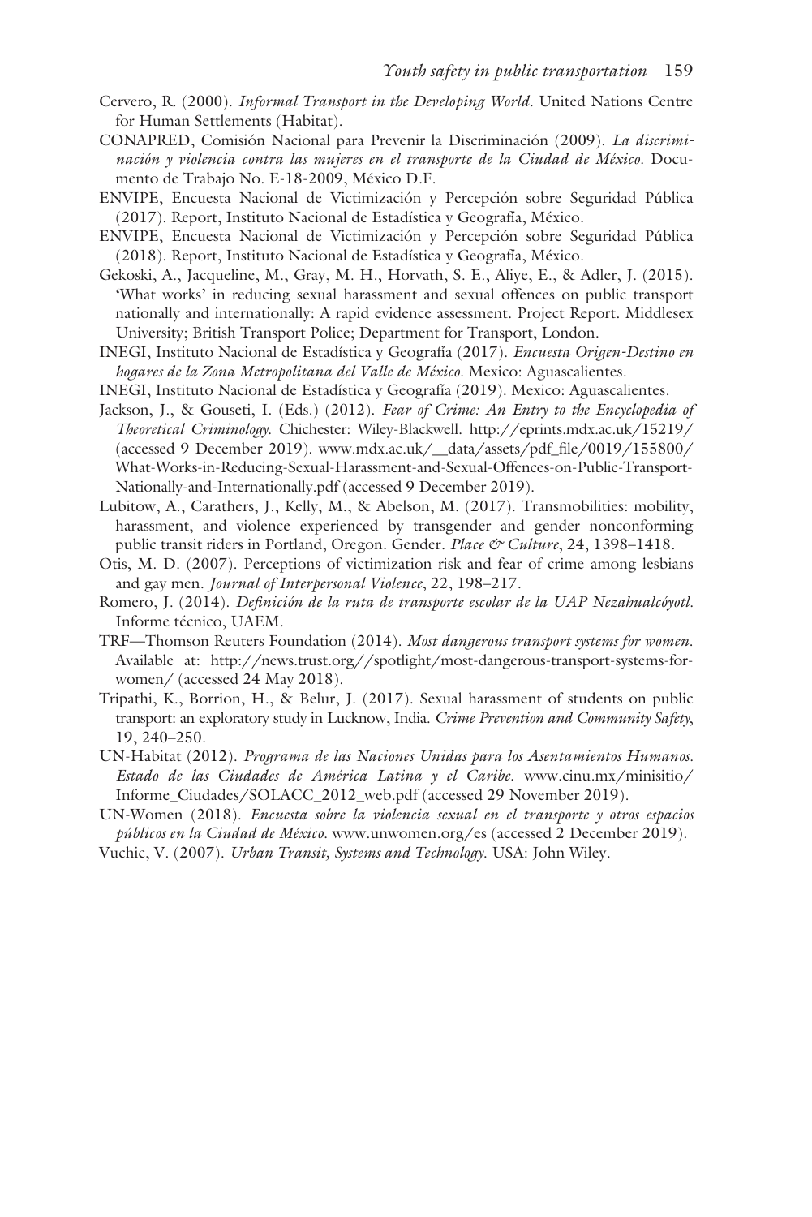Cervero, R. (2000). *Informal Transport in the Developing World*. United Nations Centre for Human Settlements (Habitat).

CONAPRED, Comisión Nacional para Prevenir la Discriminación (2009). *La discriminación y violencia contra las mujeres en el transporte de la Ciudad de México*. Documento de Trabajo No. E-18-2009, México D.F.

ENVIPE, Encuesta Nacional de Victimización y Percepción sobre Seguridad Pública (2017). Report, Instituto Nacional de Estadística y Geografía, México.

ENVIPE, Encuesta Nacional de Victimización y Percepción sobre Seguridad Pública (2018). Report, Instituto Nacional de Estadística y Geografía, México.

Gekoski, A., Jacqueline, M., Gray, M. H., Horvath, S. E., Aliye, E., & Adler, J. (2015). 'What works' in reducing sexual harassment and sexual offences on public transport nationally and internationally: A rapid evidence assessment. Project Report. Middlesex University; British Transport Police; Department for Transport, London.

INEGI, Instituto Nacional de Estadística y Geografía (2017). *Encuesta Origen-Destino en hogares de la Zona Metropolitana del Valle de México*. Mexico: Aguascalientes.

INEGI, Instituto Nacional de Estadística y Geografía (2019). Mexico: Aguascalientes.

Jackson, J., & Gouseti, I. (Eds.) (2012). *Fear of Crime: An Entry to the Encyclopedia of Theoretical Criminology*. Chichester: Wiley-Blackwell. http://eprints.mdx.ac.uk/15219/ (accessed 9 December 2019). www.mdx.ac.uk/__data/assets/pdf_file/0019/155800/What-Works-in-Reducing-Sexual-Harassment-and-Sexual-Offences-on-Public-Transport-Nationally-and-Internationally.pdf (accessed 9 December 2019).

Lubitow, A., Carathers, J., Kelly, M., & Abelson, M. (2017). Transmobilities: mobility, harassment, and violence experienced by transgender and gender nonconforming public transit riders in Portland, Oregon. Gender. *Place & Culture*, 24, 1398–1418.

Otis, M. D. (2007). Perceptions of victimization risk and fear of crime among lesbians and gay men. *Journal of Interpersonal Violence*, 22, 198–217.

Romero, J. (2014). *Definición de la ruta de transporte escolar de la UAP Nezahualcóyotl*. Informe técnico, UAEM.

TRF—Thomson Reuters Foundation (2014). *Most dangerous transport systems for women*. Available at: http://news.trust.org//spotlight/most-dangerous-transport-systems-for-women/ (accessed 24 May 2018).

Tripathi, K., Borrion, H., & Belur, J. (2017). Sexual harassment of students on public transport: an exploratory study in Lucknow, India. *Crime Prevention and Community Safety*, 19, 240–250.

UN-Habitat (2012). *Programa de las Naciones Unidas para los Asentamientos Humanos. Estado de las Ciudades de América Latina y el Caribe*. www.cinu.mx/minisitio/Informe_Ciudades/SOLACC_2012_web.pdf (accessed 29 November 2019).

UN-Women (2018). *Encuesta sobre la violencia sexual en el transporte y otros espacios públicos en la Ciudad de México*. www.unwomen.org/es (accessed 2 December 2019).

Vuchic, V. (2007). *Urban Transit, Systems and Technology*. USA: John Wiley.